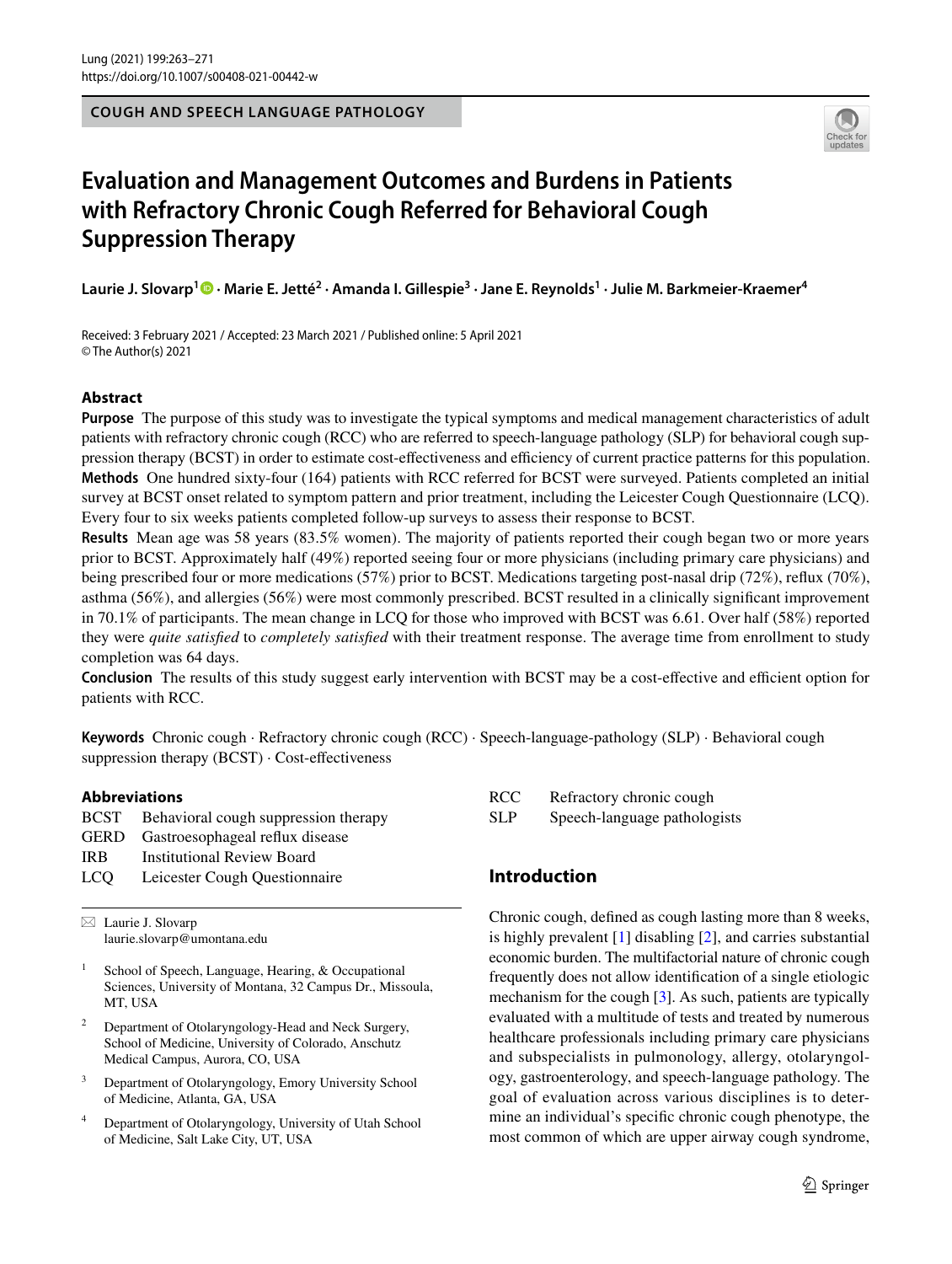COUGH AND SPEECH LANGUAGE PATHOLOGY

# Evaluation and Management Outcomes and Burdens in Patients with Refractory Chronic Cough Referred for Behavioral Cough Suppression Therapy

**Laurie J. Slovarp[1] · Marie E. Jetté[2] · Amanda I. Gillespie[3] · Jane E. Reynolds[1] · Julie M. Barkmeier-Kraemer[4]**

Received: 3 February 2021 / Accepted: 23 March 2021 / Published online: 5 April 2021
© The Author(s) 2021

## Abstract

**Purpose** The purpose of this study was to investigate the typical symptoms and medical management characteristics of adult patients with refractory chronic cough (RCC) who are referred to speech-language pathology (SLP) for behavioral cough suppression therapy (BCST) in order to estimate cost-effectiveness and efficiency of current practice patterns for this population.

**Methods** One hundred sixty-four (164) patients with RCC referred for BCST were surveyed. Patients completed an initial survey at BCST onset related to symptom pattern and prior treatment, including the Leicester Cough Questionnaire (LCQ). Every four to six weeks patients completed follow-up surveys to assess their response to BCST.

**Results** Mean age was 58 years (83.5% women). The majority of patients reported their cough began two or more years prior to BCST. Approximately half (49%) reported seeing four or more physicians (including primary care physicians) and being prescribed four or more medications (57%) prior to BCST. Medications targeting post-nasal drip (72%), reflux (70%), asthma (56%), and allergies (56%) were most commonly prescribed. BCST resulted in a clinically significant improvement in 70.1% of participants. The mean change in LCQ for those who improved with BCST was 6.61. Over half (58%) reported they were *quite satisfied* to *completely satisfied* with their treatment response. The average time from enrollment to study completion was 64 days.

**Conclusion** The results of this study suggest early intervention with BCST may be a cost-effective and efficient option for patients with RCC.

**Keywords** Chronic cough · Refractory chronic cough (RCC) · Speech-language-pathology (SLP) · Behavioral cough suppression therapy (BCST) · Cost-effectiveness

### Abbreviations

| | |
|---|---|
| BCST | Behavioral cough suppression therapy |
| GERD | Gastroesophageal reflux disease |
| IRB | Institutional Review Board |
| LCQ | Leicester Cough Questionnaire |
| RCC | Refractory chronic cough |
| SLP | Speech-language pathologists |

✉ Laurie J. Slovarp
laurie.slovarp@umontana.edu

[1] School of Speech, Language, Hearing, & Occupational Sciences, University of Montana, 32 Campus Dr., Missoula, MT, USA

[2] Department of Otolaryngology-Head and Neck Surgery, School of Medicine, University of Colorado, Anschutz Medical Campus, Aurora, CO, USA

[3] Department of Otolaryngology, Emory University School of Medicine, Atlanta, GA, USA

[4] Department of Otolaryngology, University of Utah School of Medicine, Salt Lake City, UT, USA

## Introduction

Chronic cough, defined as cough lasting more than 8 weeks, is highly prevalent [1] disabling [2], and carries substantial economic burden. The multifactorial nature of chronic cough frequently does not allow identification of a single etiologic mechanism for the cough [3]. As such, patients are typically evaluated with a multitude of tests and treated by numerous healthcare professionals including primary care physicians and subspecialists in pulmonology, allergy, otolaryngology, gastroenterology, and speech-language pathology. The goal of evaluation across various disciplines is to determine an individual's specific chronic cough phenotype, the most common of which are upper airway cough syndrome,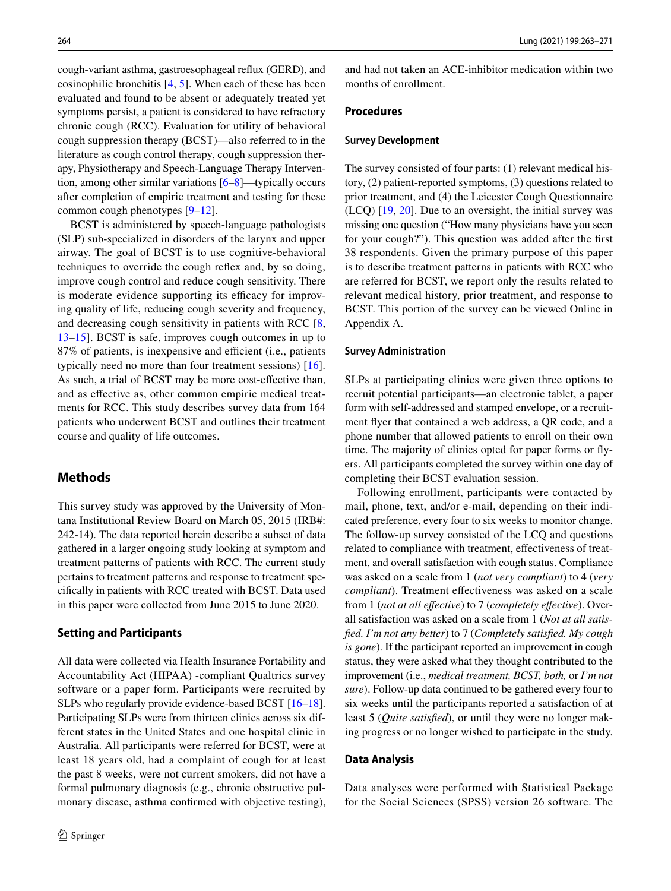cough-variant asthma, gastroesophageal reflux (GERD), and eosinophilic bronchitis [4, 5]. When each of these has been evaluated and found to be absent or adequately treated yet symptoms persist, a patient is considered to have refractory chronic cough (RCC). Evaluation for utility of behavioral cough suppression therapy (BCST)—also referred to in the literature as cough control therapy, cough suppression therapy, Physiotherapy and Speech-Language Therapy Intervention, among other similar variations [6–8]—typically occurs after completion of empiric treatment and testing for these common cough phenotypes [9–12].

BCST is administered by speech-language pathologists (SLP) sub-specialized in disorders of the larynx and upper airway. The goal of BCST is to use cognitive-behavioral techniques to override the cough reflex and, by so doing, improve cough control and reduce cough sensitivity. There is moderate evidence supporting its efficacy for improving quality of life, reducing cough severity and frequency, and decreasing cough sensitivity in patients with RCC [8, 13–15]. BCST is safe, improves cough outcomes in up to 87% of patients, is inexpensive and efficient (i.e., patients typically need no more than four treatment sessions) [16]. As such, a trial of BCST may be more cost-effective than, and as effective as, other common empiric medical treatments for RCC. This study describes survey data from 164 patients who underwent BCST and outlines their treatment course and quality of life outcomes.

## Methods

This survey study was approved by the University of Montana Institutional Review Board on March 05, 2015 (IRB#: 242-14). The data reported herein describe a subset of data gathered in a larger ongoing study looking at symptom and treatment patterns of patients with RCC. The current study pertains to treatment patterns and response to treatment specifically in patients with RCC treated with BCST. Data used in this paper were collected from June 2015 to June 2020.

### Setting and Participants

All data were collected via Health Insurance Portability and Accountability Act (HIPAA) -compliant Qualtrics survey software or a paper form. Participants were recruited by SLPs who regularly provide evidence-based BCST [16–18]. Participating SLPs were from thirteen clinics across six different states in the United States and one hospital clinic in Australia. All participants were referred for BCST, were at least 18 years old, had a complaint of cough for at least the past 8 weeks, were not current smokers, did not have a formal pulmonary diagnosis (e.g., chronic obstructive pulmonary disease, asthma confirmed with objective testing), and had not taken an ACE-inhibitor medication within two months of enrollment.

### Procedures

#### Survey Development

The survey consisted of four parts: (1) relevant medical history, (2) patient-reported symptoms, (3) questions related to prior treatment, and (4) the Leicester Cough Questionnaire (LCQ) [19, 20]. Due to an oversight, the initial survey was missing one question ("How many physicians have you seen for your cough?"). This question was added after the first 38 respondents. Given the primary purpose of this paper is to describe treatment patterns in patients with RCC who are referred for BCST, we report only the results related to relevant medical history, prior treatment, and response to BCST. This portion of the survey can be viewed Online in Appendix A.

#### Survey Administration

SLPs at participating clinics were given three options to recruit potential participants—an electronic tablet, a paper form with self-addressed and stamped envelope, or a recruitment flyer that contained a web address, a QR code, and a phone number that allowed patients to enroll on their own time. The majority of clinics opted for paper forms or flyers. All participants completed the survey within one day of completing their BCST evaluation session.

Following enrollment, participants were contacted by mail, phone, text, and/or e-mail, depending on their indicated preference, every four to six weeks to monitor change. The follow-up survey consisted of the LCQ and questions related to compliance with treatment, effectiveness of treatment, and overall satisfaction with cough status. Compliance was asked on a scale from 1 (*not very compliant*) to 4 (*very compliant*). Treatment effectiveness was asked on a scale from 1 (*not at all effective*) to 7 (*completely effective*). Overall satisfaction was asked on a scale from 1 (*Not at all satisfied. I'm not any better*) to 7 (*Completely satisfied. My cough is gone*). If the participant reported an improvement in cough status, they were asked what they thought contributed to the improvement (i.e., *medical treatment, BCST, both,* or *I'm not sure*). Follow-up data continued to be gathered every four to six weeks until the participants reported a satisfaction of at least 5 (*Quite satisfied*), or until they were no longer making progress or no longer wished to participate in the study.

### Data Analysis

Data analyses were performed with Statistical Package for the Social Sciences (SPSS) version 26 software. The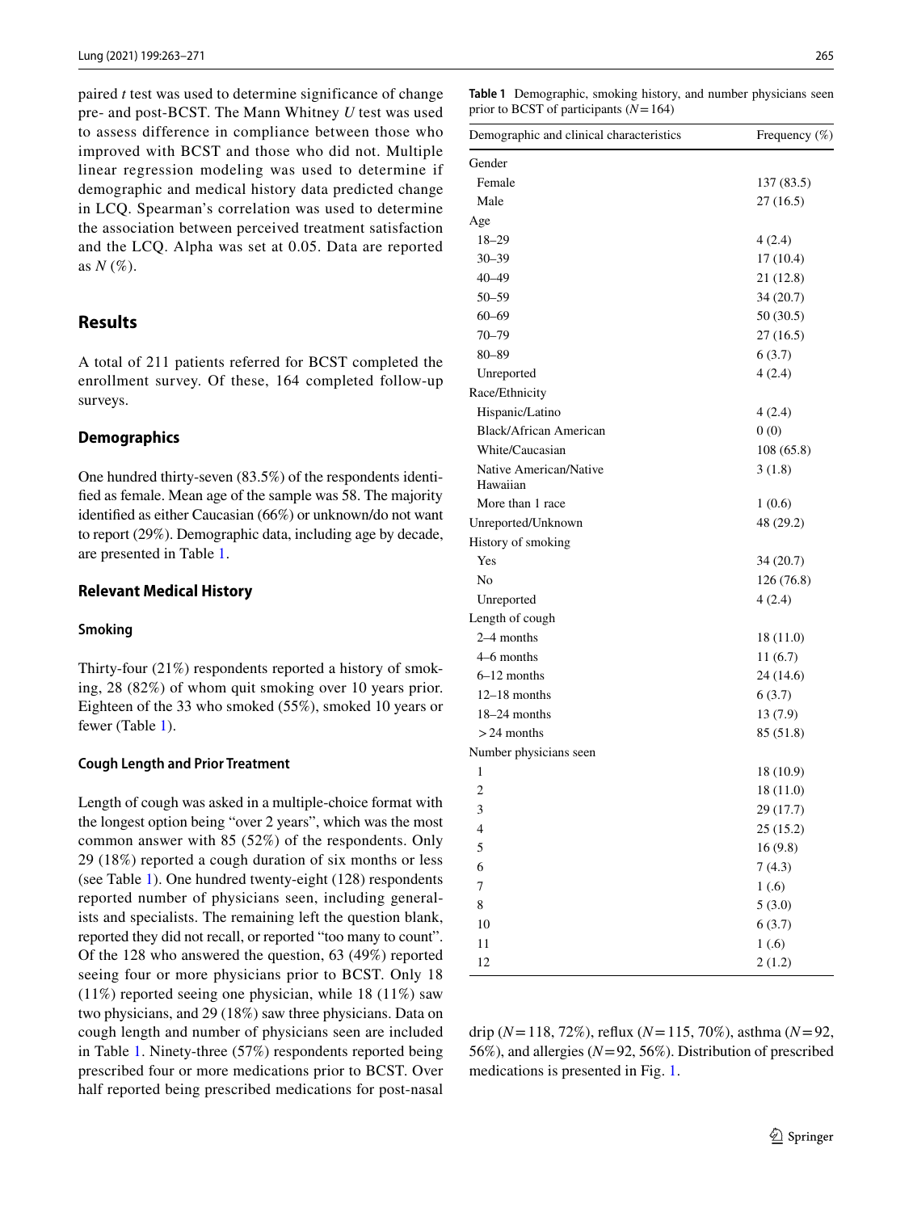paired *t* test was used to determine significance of change pre- and post-BCST. The Mann Whitney *U* test was used to assess difference in compliance between those who improved with BCST and those who did not. Multiple linear regression modeling was used to determine if demographic and medical history data predicted change in LCQ. Spearman's correlation was used to determine the association between perceived treatment satisfaction and the LCQ. Alpha was set at 0.05. Data are reported as *N* (%).

## Results

A total of 211 patients referred for BCST completed the enrollment survey. Of these, 164 completed follow-up surveys.

### Demographics

One hundred thirty-seven (83.5%) of the respondents identified as female. Mean age of the sample was 58. The majority identified as either Caucasian (66%) or unknown/do not want to report (29%). Demographic data, including age by decade, are presented in Table 1.

### Relevant Medical History

#### Smoking

Thirty-four (21%) respondents reported a history of smoking, 28 (82%) of whom quit smoking over 10 years prior. Eighteen of the 33 who smoked (55%), smoked 10 years or fewer (Table 1).

#### Cough Length and Prior Treatment

Length of cough was asked in a multiple-choice format with the longest option being "over 2 years", which was the most common answer with 85 (52%) of the respondents. Only 29 (18%) reported a cough duration of six months or less (see Table 1). One hundred twenty-eight (128) respondents reported number of physicians seen, including generalists and specialists. The remaining left the question blank, reported they did not recall, or reported "too many to count". Of the 128 who answered the question, 63 (49%) reported seeing four or more physicians prior to BCST. Only 18 (11%) reported seeing one physician, while 18 (11%) saw two physicians, and 29 (18%) saw three physicians. Data on cough length and number of physicians seen are included in Table 1. Ninety-three (57%) respondents reported being prescribed four or more medications prior to BCST. Over half reported being prescribed medications for post-nasal drip ($N = 118$, 72%), reflux ($N = 115$, 70%), asthma ($N = 92$, 56%), and allergies ($N = 92$, 56%). Distribution of prescribed medications is presented in Fig. 1.

**Table 1** Demographic, smoking history, and number physicians seen prior to BCST of participants ($N = 164$)

| Demographic and clinical characteristics | Frequency (%) |
|---|---|
| Gender | |
| Female | 137 (83.5) |
| Male | 27 (16.5) |
| Age | |
| 18–29 | 4 (2.4) |
| 30–39 | 17 (10.4) |
| 40–49 | 21 (12.8) |
| 50–59 | 34 (20.7) |
| 60–69 | 50 (30.5) |
| 70–79 | 27 (16.5) |
| 80–89 | 6 (3.7) |
| Unreported | 4 (2.4) |
| Race/Ethnicity | |
| Hispanic/Latino | 4 (2.4) |
| Black/African American | 0 (0) |
| White/Caucasian | 108 (65.8) |
| Native American/Native Hawaiian | 3 (1.8) |
| More than 1 race | 1 (0.6) |
| Unreported/Unknown | 48 (29.2) |
| History of smoking | |
| Yes | 34 (20.7) |
| No | 126 (76.8) |
| Unreported | 4 (2.4) |
| Length of cough | |
| 2–4 months | 18 (11.0) |
| 4–6 months | 11 (6.7) |
| 6–12 months | 24 (14.6) |
| 12–18 months | 6 (3.7) |
| 18–24 months | 13 (7.9) |
| > 24 months | 85 (51.8) |
| Number physicians seen | |
| 1 | 18 (10.9) |
| 2 | 18 (11.0) |
| 3 | 29 (17.7) |
| 4 | 25 (15.2) |
| 5 | 16 (9.8) |
| 6 | 7 (4.3) |
| 7 | 1 (.6) |
| 8 | 5 (3.0) |
| 10 | 6 (3.7) |
| 11 | 1 (.6) |
| 12 | 2 (1.2) |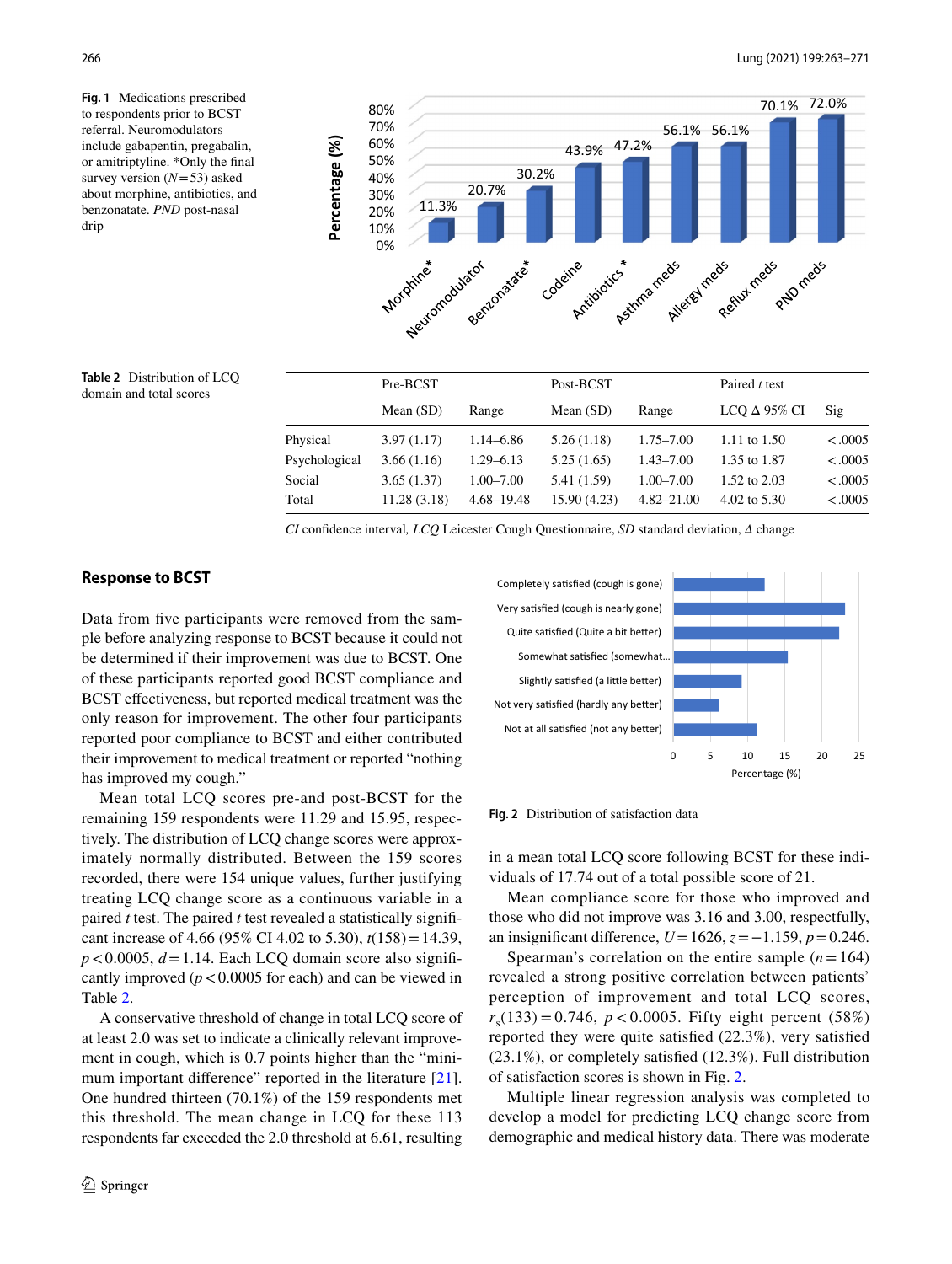**Fig. 1** Medications prescribed to respondents prior to BCST referral. Neuromodulators include gabapentin, pregabalin, or amitriptyline. *Only the final survey version ($N = 53$) asked about morphine, antibiotics, and benzonatate. *PND* post-nasal drip

**Table 2** Distribution of LCQ domain and total scores

| | Pre-BCST | | Post-BCST | | Paired *t* test | |
|---|---|---|---|---|---|---|
| | Mean (SD) | Range | Mean (SD) | Range | LCQ Δ 95% CI | Sig |
| Physical | 3.97 (1.17) | 1.14–6.86 | 5.26 (1.18) | 1.75–7.00 | 1.11 to 1.50 | <.0005 |
| Psychological | 3.66 (1.16) | 1.29–6.13 | 5.25 (1.65) | 1.43–7.00 | 1.35 to 1.87 | <.0005 |
| Social | 3.65 (1.37) | 1.00–7.00 | 5.41 (1.59) | 1.00–7.00 | 1.52 to 2.03 | <.0005 |
| Total | 11.28 (3.18) | 4.68–19.48 | 15.90 (4.23) | 4.82–21.00 | 4.02 to 5.30 | <.0005 |

*CI* confidence interval, *LCQ* Leicester Cough Questionnaire, *SD* standard deviation, *Δ* change

## Response to BCST

Data from five participants were removed from the sample before analyzing response to BCST because it could not be determined if their improvement was due to BCST. One of these participants reported good BCST compliance and BCST effectiveness, but reported medical treatment was the only reason for improvement. The other four participants reported poor compliance to BCST and either contributed their improvement to medical treatment or reported "nothing has improved my cough."

Mean total LCQ scores pre-and post-BCST for the remaining 159 respondents were 11.29 and 15.95, respectively. The distribution of LCQ change scores were approximately normally distributed. Between the 159 scores recorded, there were 154 unique values, further justifying treating LCQ change score as a continuous variable in a paired *t* test. The paired *t* test revealed a statistically significant increase of 4.66 (95% CI 4.02 to 5.30), $t(158) = 14.39$, $p < 0.0005$, $d = 1.14$. Each LCQ domain score also significantly improved ($p < 0.0005$ for each) and can be viewed in Table 2.

A conservative threshold of change in total LCQ score of at least 2.0 was set to indicate a clinically relevant improvement in cough, which is 0.7 points higher than the "minimum important difference" reported in the literature [21]. One hundred thirteen (70.1%) of the 159 respondents met this threshold. The mean change in LCQ for these 113 respondents far exceeded the 2.0 threshold at 6.61, resulting in a mean total LCQ score following BCST for these individuals of 17.74 out of a total possible score of 21.

**Fig. 2** Distribution of satisfaction data

Mean compliance score for those who improved and those who did not improve was 3.16 and 3.00, respectfully, an insignificant difference, $U = 1626$, $z = -1.159$, $p = 0.246$.

Spearman's correlation on the entire sample ($n = 164$) revealed a strong positive correlation between patients' perception of improvement and total LCQ scores, $r_s(133) = 0.746$, $p < 0.0005$. Fifty eight percent (58%) reported they were quite satisfied (22.3%), very satisfied (23.1%), or completely satisfied (12.3%). Full distribution of satisfaction scores is shown in Fig. 2.

Multiple linear regression analysis was completed to develop a model for predicting LCQ change score from demographic and medical history data. There was moderate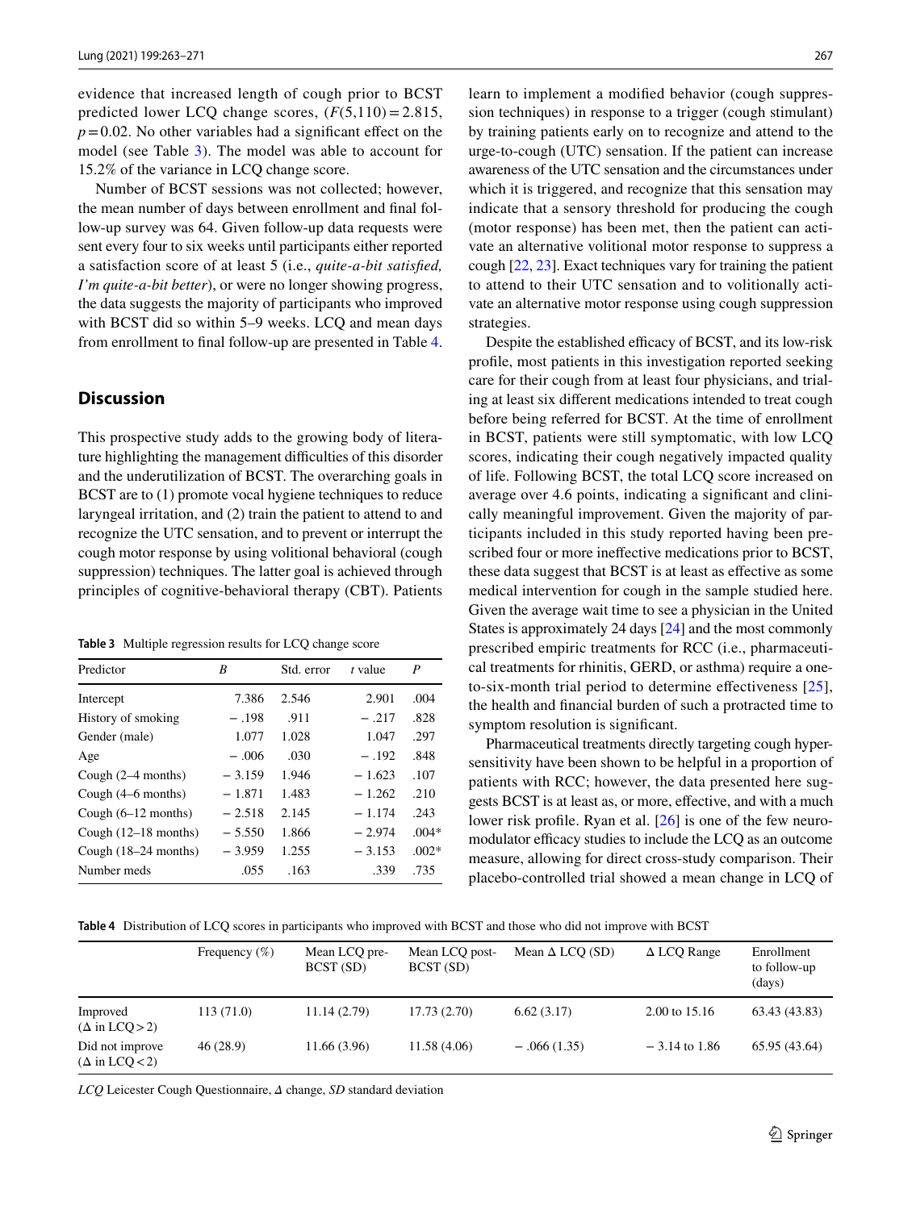evidence that increased length of cough prior to BCST predicted lower LCQ change scores, ($F(5,110) = 2.815$, $p = 0.02$. No other variables had a significant effect on the model (see Table 3). The model was able to account for 15.2% of the variance in LCQ change score.

Number of BCST sessions was not collected; however, the mean number of days between enrollment and final follow-up survey was 64. Given follow-up data requests were sent every four to six weeks until participants either reported a satisfaction score of at least 5 (i.e., *quite-a-bit satisfied, I'm quite-a-bit better*), or were no longer showing progress, the data suggests the majority of participants who improved with BCST did so within 5–9 weeks. LCQ and mean days from enrollment to final follow-up are presented in Table 4.

## Discussion

This prospective study adds to the growing body of literature highlighting the management difficulties of this disorder and the underutilization of BCST. The overarching goals in BCST are to (1) promote vocal hygiene techniques to reduce laryngeal irritation, and (2) train the patient to attend to and recognize the UTC sensation, and to prevent or interrupt the cough motor response by using volitional behavioral (cough suppression) techniques. The latter goal is achieved through principles of cognitive-behavioral therapy (CBT). Patients learn to implement a modified behavior (cough suppression techniques) in response to a trigger (cough stimulant) by training patients early on to recognize and attend to the urge-to-cough (UTC) sensation. If the patient can increase awareness of the UTC sensation and the circumstances under which it is triggered, and recognize that this sensation may indicate that a sensory threshold for producing the cough (motor response) has been met, then the patient can activate an alternative volitional motor response to suppress a cough [22, 23]. Exact techniques vary for training the patient to attend to their UTC sensation and to volitionally activate an alternative motor response using cough suppression strategies.

Despite the established efficacy of BCST, and its low-risk profile, most patients in this investigation reported seeking care for their cough from at least four physicians, and trialing at least six different medications intended to treat cough before being referred for BCST. At the time of enrollment in BCST, patients were still symptomatic, with low LCQ scores, indicating their cough negatively impacted quality of life. Following BCST, the total LCQ score increased on average over 4.6 points, indicating a significant and clinically meaningful improvement. Given the majority of participants included in this study reported having been prescribed four or more ineffective medications prior to BCST, these data suggest that BCST is at least as effective as some medical intervention for cough in the sample studied here. Given the average wait time to see a physician in the United States is approximately 24 days [24] and the most commonly prescribed empiric treatments for RCC (i.e., pharmaceutical treatments for rhinitis, GERD, or asthma) require a one-to-six-month trial period to determine effectiveness [25], the health and financial burden of such a protracted time to symptom resolution is significant.

Pharmaceutical treatments directly targeting cough hypersensitivity have been shown to be helpful in a proportion of patients with RCC; however, the data presented here suggests BCST is at least as, or more, effective, and with a much lower risk profile. Ryan et al. [26] is one of the few neuromodulator efficacy studies to include the LCQ as an outcome measure, allowing for direct cross-study comparison. Their placebo-controlled trial showed a mean change in LCQ of

**Table 3** Multiple regression results for LCQ change score

| Predictor | *B* | Std. error | *t* value | *P* |
|---|---|---|---|---|
| Intercept | 7.386 | 2.546 | 2.901 | .004 |
| History of smoking | − .198 | .911 | − .217 | .828 |
| Gender (male) | 1.077 | 1.028 | 1.047 | .297 |
| Age | − .006 | .030 | − .192 | .848 |
| Cough (2–4 months) | − 3.159 | 1.946 | − 1.623 | .107 |
| Cough (4–6 months) | − 1.871 | 1.483 | − 1.262 | .210 |
| Cough (6–12 months) | − 2.518 | 2.145 | − 1.174 | .243 |
| Cough (12–18 months) | − 5.550 | 1.866 | − 2.974 | .004* |
| Cough (18–24 months) | − 3.959 | 1.255 | − 3.153 | .002* |
| Number meds | .055 | .163 | .339 | .735 |

**Table 4** Distribution of LCQ scores in participants who improved with BCST and those who did not improve with BCST

| | Frequency (%) | Mean LCQ pre-BCST (SD) | Mean LCQ post-BCST (SD) | Mean Δ LCQ (SD) | Δ LCQ Range | Enrollment to follow-up (days) |
|---|---|---|---|---|---|---|
| Improved (Δ in LCQ > 2) | 113 (71.0) | 11.14 (2.79) | 17.73 (2.70) | 6.62 (3.17) | 2.00 to 15.16 | 63.43 (43.83) |
| Did not improve (Δ in LCQ < 2) | 46 (28.9) | 11.66 (3.96) | 11.58 (4.06) | − .066 (1.35) | − 3.14 to 1.86 | 65.95 (43.64) |

*LCQ* Leicester Cough Questionnaire, *Δ* change, *SD* standard deviation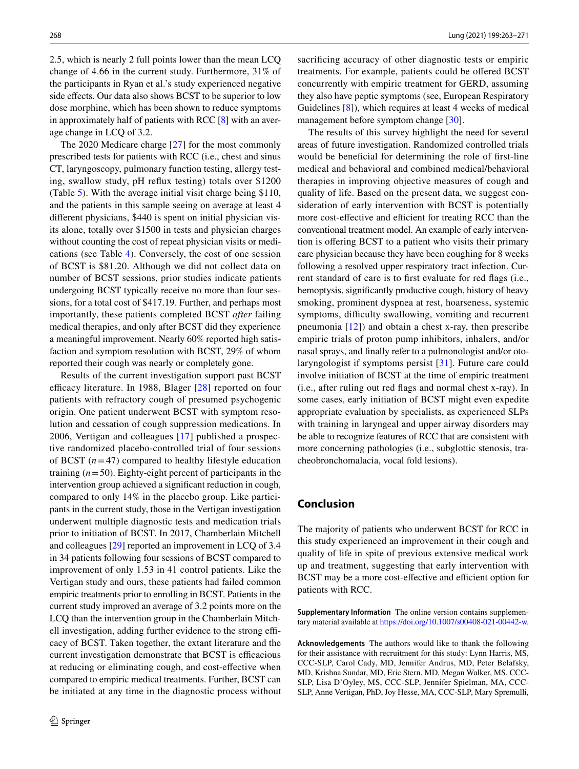2.5, which is nearly 2 full points lower than the mean LCQ change of 4.66 in the current study. Furthermore, 31% of the participants in Ryan et al.'s study experienced negative side effects. Our data also shows BCST to be superior to low dose morphine, which has been shown to reduce symptoms in approximately half of patients with RCC [8] with an average change in LCQ of 3.2.

The 2020 Medicare charge [27] for the most commonly prescribed tests for patients with RCC (i.e., chest and sinus CT, laryngoscopy, pulmonary function testing, allergy testing, swallow study, pH reflux testing) totals over $1200 (Table 5). With the average initial visit charge being $110, and the patients in this sample seeing on average at least 4 different physicians, $440 is spent on initial physician visits alone, totally over $1500 in tests and physician charges without counting the cost of repeat physician visits or medications (see Table 4). Conversely, the cost of one session of BCST is $81.20. Although we did not collect data on number of BCST sessions, prior studies indicate patients undergoing BCST typically receive no more than four sessions, for a total cost of $417.19. Further, and perhaps most importantly, these patients completed BCST *after* failing medical therapies, and only after BCST did they experience a meaningful improvement. Nearly 60% reported high satisfaction and symptom resolution with BCST, 29% of whom reported their cough was nearly or completely gone.

Results of the current investigation support past BCST efficacy literature. In 1988, Blager [28] reported on four patients with refractory cough of presumed psychogenic origin. One patient underwent BCST with symptom resolution and cessation of cough suppression medications. In 2006, Vertigan and colleagues [17] published a prospective randomized placebo-controlled trial of four sessions of BCST ($n = 47$) compared to healthy lifestyle education training ($n = 50$). Eighty-eight percent of participants in the intervention group achieved a significant reduction in cough, compared to only 14% in the placebo group. Like participants in the current study, those in the Vertigan investigation underwent multiple diagnostic tests and medication trials prior to initiation of BCST. In 2017, Chamberlain Mitchell and colleagues [29] reported an improvement in LCQ of 3.4 in 34 patients following four sessions of BCST compared to improvement of only 1.53 in 41 control patients. Like the Vertigan study and ours, these patients had failed common empiric treatments prior to enrolling in BCST. Patients in the current study improved an average of 3.2 points more on the LCQ than the intervention group in the Chamberlain Mitchell investigation, adding further evidence to the strong efficacy of BCST. Taken together, the extant literature and the current investigation demonstrate that BCST is efficacious at reducing or eliminating cough, and cost-effective when compared to empiric medical treatments. Further, BCST can be initiated at any time in the diagnostic process without sacrificing accuracy of other diagnostic tests or empiric treatments. For example, patients could be offered BCST concurrently with empiric treatment for GERD, assuming they also have peptic symptoms (see, European Respiratory Guidelines [8]), which requires at least 4 weeks of medical management before symptom change [30].

The results of this survey highlight the need for several areas of future investigation. Randomized controlled trials would be beneficial for determining the role of first-line medical and behavioral and combined medical/behavioral therapies in improving objective measures of cough and quality of life. Based on the present data, we suggest consideration of early intervention with BCST is potentially more cost-effective and efficient for treating RCC than the conventional treatment model. An example of early intervention is offering BCST to a patient who visits their primary care physician because they have been coughing for 8 weeks following a resolved upper respiratory tract infection. Current standard of care is to first evaluate for red flags (i.e., hemoptysis, significantly productive cough, history of heavy smoking, prominent dyspnea at rest, hoarseness, systemic symptoms, difficulty swallowing, vomiting and recurrent pneumonia [12]) and obtain a chest x-ray, then prescribe empiric trials of proton pump inhibitors, inhalers, and/or nasal sprays, and finally refer to a pulmonologist and/or otolaryngologist if symptoms persist [31]. Future care could involve initiation of BCST at the time of empiric treatment (i.e., after ruling out red flags and normal chest x-ray). In some cases, early initiation of BCST might even expedite appropriate evaluation by specialists, as experienced SLPs with training in laryngeal and upper airway disorders may be able to recognize features of RCC that are consistent with more concerning pathologies (i.e., subglottic stenosis, tracheobronchomalacia, vocal fold lesions).

## Conclusion

The majority of patients who underwent BCST for RCC in this study experienced an improvement in their cough and quality of life in spite of previous extensive medical work up and treatment, suggesting that early intervention with BCST may be a more cost-effective and efficient option for patients with RCC.

**Supplementary Information** The online version contains supplementary material available at https://doi.org/10.1007/s00408-021-00442-w.

**Acknowledgements** The authors would like to thank the following for their assistance with recruitment for this study: Lynn Harris, MS, CCC-SLP, Carol Cady, MD, Jennifer Andrus, MD, Peter Belafsky, MD, Krishna Sundar, MD, Eric Stern, MD, Megan Walker, MS, CCC-SLP, Lisa D'Oyley, MS, CCC-SLP, Jennifer Spielman, MA, CCC-SLP, Anne Vertigan, PhD, Joy Hesse, MA, CCC-SLP, Mary Spremulli,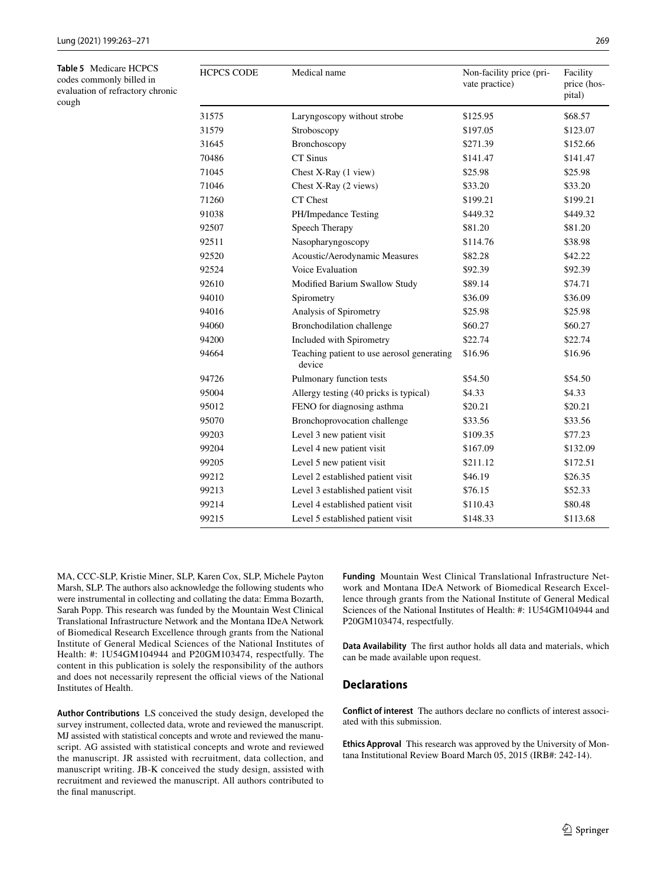**Table 5** Medicare HCPCS codes commonly billed in evaluation of refractory chronic cough

| HCPCS CODE | Medical name | Non-facility price (private practice) | Facility price (hospital) |
|---|---|---|---|
| 31575 | Laryngoscopy without strobe | $125.95 | $68.57 |
| 31579 | Stroboscopy | $197.05 | $123.07 |
| 31645 | Bronchoscopy | $271.39 | $152.66 |
| 70486 | CT Sinus | $141.47 | $141.47 |
| 71045 | Chest X-Ray (1 view) | $25.98 | $25.98 |
| 71046 | Chest X-Ray (2 views) | $33.20 | $33.20 |
| 71260 | CT Chest | $199.21 | $199.21 |
| 91038 | PH/Impedance Testing | $449.32 | $449.32 |
| 92507 | Speech Therapy | $81.20 | $81.20 |
| 92511 | Nasopharyngoscopy | $114.76 | $38.98 |
| 92520 | Acoustic/Aerodynamic Measures | $82.28 | $42.22 |
| 92524 | Voice Evaluation | $92.39 | $92.39 |
| 92610 | Modified Barium Swallow Study | $89.14 | $74.71 |
| 94010 | Spirometry | $36.09 | $36.09 |
| 94016 | Analysis of Spirometry | $25.98 | $25.98 |
| 94060 | Bronchodilation challenge | $60.27 | $60.27 |
| 94200 | Included with Spirometry | $22.74 | $22.74 |
| 94664 | Teaching patient to use aerosol generating device | $16.96 | $16.96 |
| 94726 | Pulmonary function tests | $54.50 | $54.50 |
| 95004 | Allergy testing (40 pricks is typical) | $4.33 | $4.33 |
| 95012 | FENO for diagnosing asthma | $20.21 | $20.21 |
| 95070 | Bronchoprovocation challenge | $33.56 | $33.56 |
| 99203 | Level 3 new patient visit | $109.35 | $77.23 |
| 99204 | Level 4 new patient visit | $167.09 | $132.09 |
| 99205 | Level 5 new patient visit | $211.12 | $172.51 |
| 99212 | Level 2 established patient visit | $46.19 | $26.35 |
| 99213 | Level 3 established patient visit | $76.15 | $52.33 |
| 99214 | Level 4 established patient visit | $110.43 | $80.48 |
| 99215 | Level 5 established patient visit | $148.33 | $113.68 |

MA, CCC-SLP, Kristie Miner, SLP, Karen Cox, SLP, Michele Payton Marsh, SLP. The authors also acknowledge the following students who were instrumental in collecting and collating the data: Emma Bozarth, Sarah Popp. This research was funded by the Mountain West Clinical Translational Infrastructure Network and the Montana IDeA Network of Biomedical Research Excellence through grants from the National Institute of General Medical Sciences of the National Institutes of Health: #: 1U54GM104944 and P20GM103474, respectfully. The content in this publication is solely the responsibility of the authors and does not necessarily represent the official views of the National Institutes of Health.

**Author Contributions** LS conceived the study design, developed the survey instrument, collected data, wrote and reviewed the manuscript. MJ assisted with statistical concepts and wrote and reviewed the manuscript. AG assisted with statistical concepts and wrote and reviewed the manuscript. JR assisted with recruitment, data collection, and manuscript writing. JB-K conceived the study design, assisted with recruitment and reviewed the manuscript. All authors contributed to the final manuscript.

**Funding** Mountain West Clinical Translational Infrastructure Network and Montana IDeA Network of Biomedical Research Excellence through grants from the National Institute of General Medical Sciences of the National Institutes of Health: #: 1U54GM104944 and P20GM103474, respectfully.

**Data Availability** The first author holds all data and materials, which can be made available upon request.

## Declarations

**Conflict of interest** The authors declare no conflicts of interest associated with this submission.

**Ethics Approval** This research was approved by the University of Montana Institutional Review Board March 05, 2015 (IRB#: 242-14).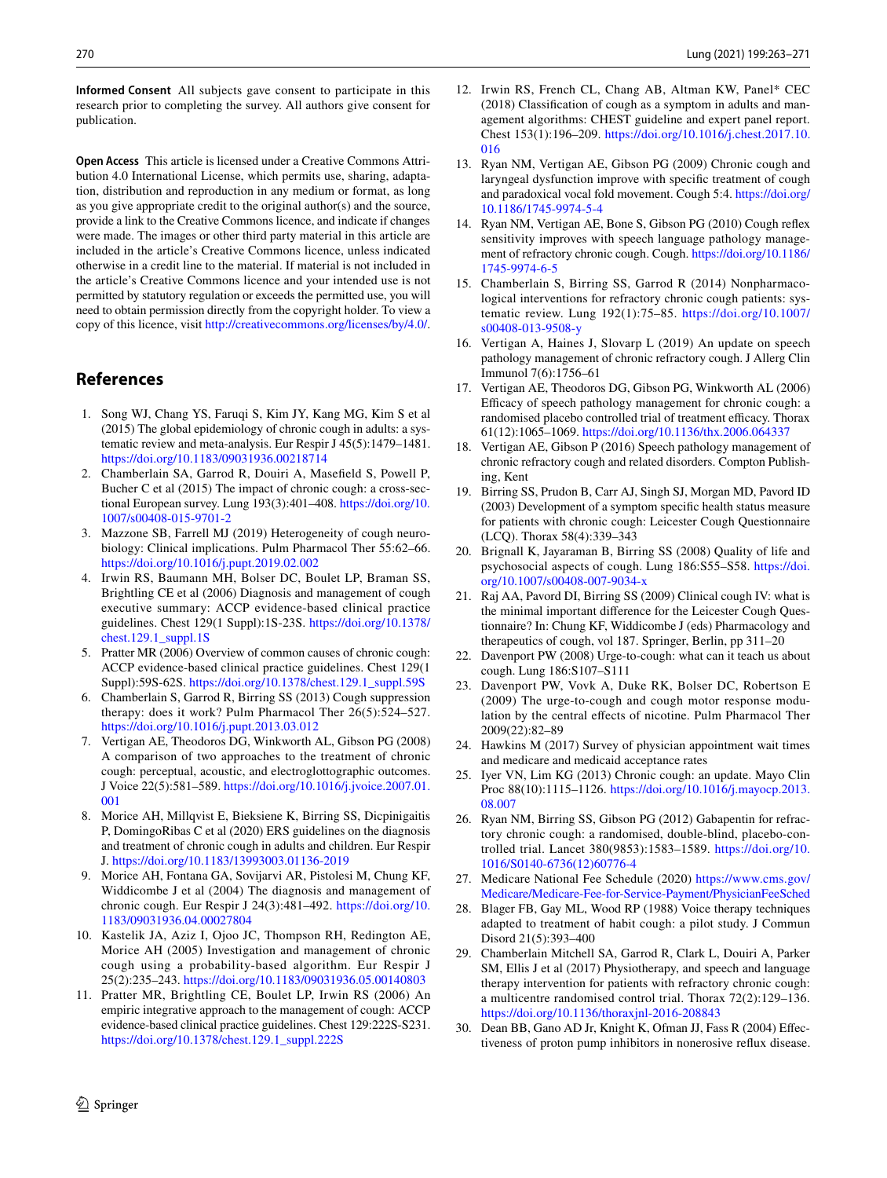**Informed Consent** All subjects gave consent to participate in this research prior to completing the survey. All authors give consent for publication.

**Open Access** This article is licensed under a Creative Commons Attribution 4.0 International License, which permits use, sharing, adaptation, distribution and reproduction in any medium or format, as long as you give appropriate credit to the original author(s) and the source, provide a link to the Creative Commons licence, and indicate if changes were made. The images or other third party material in this article are included in the article's Creative Commons licence, unless indicated otherwise in a credit line to the material. If material is not included in the article's Creative Commons licence and your intended use is not permitted by statutory regulation or exceeds the permitted use, you will need to obtain permission directly from the copyright holder. To view a copy of this licence, visit http://creativecommons.org/licenses/by/4.0/.

## References

1. Song WJ, Chang YS, Faruqi S, Kim JY, Kang MG, Kim S et al (2015) The global epidemiology of chronic cough in adults: a systematic review and meta-analysis. Eur Respir J 45(5):1479–1481. https://doi.org/10.1183/09031936.00218714
2. Chamberlain SA, Garrod R, Douiri A, Masefield S, Powell P, Bucher C et al (2015) The impact of chronic cough: a cross-sectional European survey. Lung 193(3):401–408. https://doi.org/10.1007/s00408-015-9701-2
3. Mazzone SB, Farrell MJ (2019) Heterogeneity of cough neurobiology: Clinical implications. Pulm Pharmacol Ther 55:62–66. https://doi.org/10.1016/j.pupt.2019.02.002
4. Irwin RS, Baumann MH, Bolser DC, Boulet LP, Braman SS, Brightling CE et al (2006) Diagnosis and management of cough executive summary: ACCP evidence-based clinical practice guidelines. Chest 129(1 Suppl):1S-23S. https://doi.org/10.1378/chest.129.1_suppl.1S
5. Pratter MR (2006) Overview of common causes of chronic cough: ACCP evidence-based clinical practice guidelines. Chest 129(1 Suppl):59S-62S. https://doi.org/10.1378/chest.129.1_suppl.59S
6. Chamberlain S, Garrod R, Birring SS (2013) Cough suppression therapy: does it work? Pulm Pharmacol Ther 26(5):524–527. https://doi.org/10.1016/j.pupt.2013.03.012
7. Vertigan AE, Theodoros DG, Winkworth AL, Gibson PG (2008) A comparison of two approaches to the treatment of chronic cough: perceptual, acoustic, and electroglottographic outcomes. J Voice 22(5):581–589. https://doi.org/10.1016/j.jvoice.2007.01.001
8. Morice AH, Millqvist E, Bieksiene K, Birring SS, Dicpinigaitis P, DomingoRibas C et al (2020) ERS guidelines on the diagnosis and treatment of chronic cough in adults and children. Eur Respir J. https://doi.org/10.1183/13993003.01136-2019
9. Morice AH, Fontana GA, Sovijarvi AR, Pistolesi M, Chung KF, Widdicombe J et al (2004) The diagnosis and management of chronic cough. Eur Respir J 24(3):481–492. https://doi.org/10.1183/09031936.04.00027804
10. Kastelik JA, Aziz I, Ojoo JC, Thompson RH, Redington AE, Morice AH (2005) Investigation and management of chronic cough using a probability-based algorithm. Eur Respir J 25(2):235–243. https://doi.org/10.1183/09031936.05.00140803
11. Pratter MR, Brightling CE, Boulet LP, Irwin RS (2006) An empiric integrative approach to the management of cough: ACCP evidence-based clinical practice guidelines. Chest 129:222S-S231. https://doi.org/10.1378/chest.129.1_suppl.222S
12. Irwin RS, French CL, Chang AB, Altman KW, Panel* CEC (2018) Classification of cough as a symptom in adults and management algorithms: CHEST guideline and expert panel report. Chest 153(1):196–209. https://doi.org/10.1016/j.chest.2017.10.016
13. Ryan NM, Vertigan AE, Gibson PG (2009) Chronic cough and laryngeal dysfunction improve with specific treatment of cough and paradoxical vocal fold movement. Cough 5:4. https://doi.org/10.1186/1745-9974-5-4
14. Ryan NM, Vertigan AE, Bone S, Gibson PG (2010) Cough reflex sensitivity improves with speech language pathology management of refractory chronic cough. Cough. https://doi.org/10.1186/1745-9974-6-5
15. Chamberlain S, Birring SS, Garrod R (2014) Nonpharmacological interventions for refractory chronic cough patients: systematic review. Lung 192(1):75–85. https://doi.org/10.1007/s00408-013-9508-y
16. Vertigan A, Haines J, Slovarp L (2019) An update on speech pathology management of chronic refractory cough. J Allerg Clin Immunol 7(6):1756–61
17. Vertigan AE, Theodoros DG, Gibson PG, Winkworth AL (2006) Efficacy of speech pathology management for chronic cough: a randomised placebo controlled trial of treatment efficacy. Thorax 61(12):1065–1069. https://doi.org/10.1136/thx.2006.064337
18. Vertigan AE, Gibson P (2016) Speech pathology management of chronic refractory cough and related disorders. Compton Publishing, Kent
19. Birring SS, Prudon B, Carr AJ, Singh SJ, Morgan MD, Pavord ID (2003) Development of a symptom specific health status measure for patients with chronic cough: Leicester Cough Questionnaire (LCQ). Thorax 58(4):339–343
20. Brignall K, Jayaraman B, Birring SS (2008) Quality of life and psychosocial aspects of cough. Lung 186:S55–S58. https://doi.org/10.1007/s00408-007-9034-x
21. Raj AA, Pavord DI, Birring SS (2009) Clinical cough IV: what is the minimal important difference for the Leicester Cough Questionnaire? In: Chung KF, Widdicombe J (eds) Pharmacology and therapeutics of cough, vol 187. Springer, Berlin, pp 311–20
22. Davenport PW (2008) Urge-to-cough: what can it teach us about cough. Lung 186:S107–S111
23. Davenport PW, Vovk A, Duke RK, Bolser DC, Robertson E (2009) The urge-to-cough and cough motor response modulation by the central effects of nicotine. Pulm Pharmacol Ther 2009(22):82–89
24. Hawkins M (2017) Survey of physician appointment wait times and medicare and medicaid acceptance rates
25. Iyer VN, Lim KG (2013) Chronic cough: an update. Mayo Clin Proc 88(10):1115–1126. https://doi.org/10.1016/j.mayocp.2013.08.007
26. Ryan NM, Birring SS, Gibson PG (2012) Gabapentin for refractory chronic cough: a randomised, double-blind, placebo-controlled trial. Lancet 380(9853):1583–1589. https://doi.org/10.1016/S0140-6736(12)60776-4
27. Medicare National Fee Schedule (2020) https://www.cms.gov/Medicare/Medicare-Fee-for-Service-Payment/PhysicianFeeSched
28. Blager FB, Gay ML, Wood RP (1988) Voice therapy techniques adapted to treatment of habit cough: a pilot study. J Commun Disord 21(5):393–400
29. Chamberlain Mitchell SA, Garrod R, Clark L, Douiri A, Parker SM, Ellis J et al (2017) Physiotherapy, and speech and language therapy intervention for patients with refractory chronic cough: a multicentre randomised control trial. Thorax 72(2):129–136. https://doi.org/10.1136/thoraxjnl-2016-208843
30. Dean BB, Gano AD Jr, Knight K, Ofman JJ, Fass R (2004) Effectiveness of proton pump inhibitors in nonerosive reflux disease.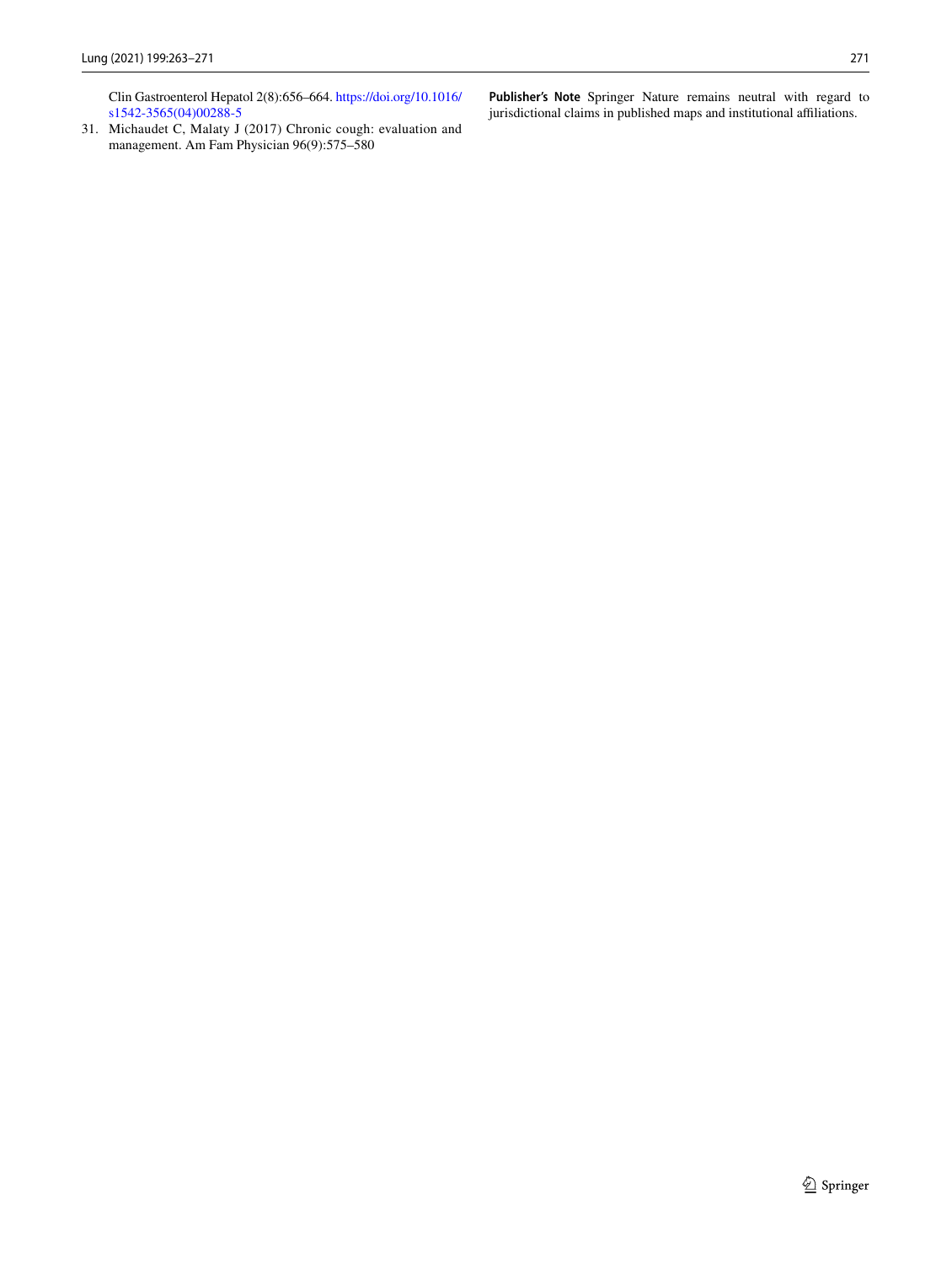Clin Gastroenterol Hepatol 2(8):656–664. https://doi.org/10.1016/s1542-3565(04)00288-5

31. Michaudet C, Malaty J (2017) Chronic cough: evaluation and management. Am Fam Physician 96(9):575–580

**Publisher's Note** Springer Nature remains neutral with regard to jurisdictional claims in published maps and institutional affiliations.